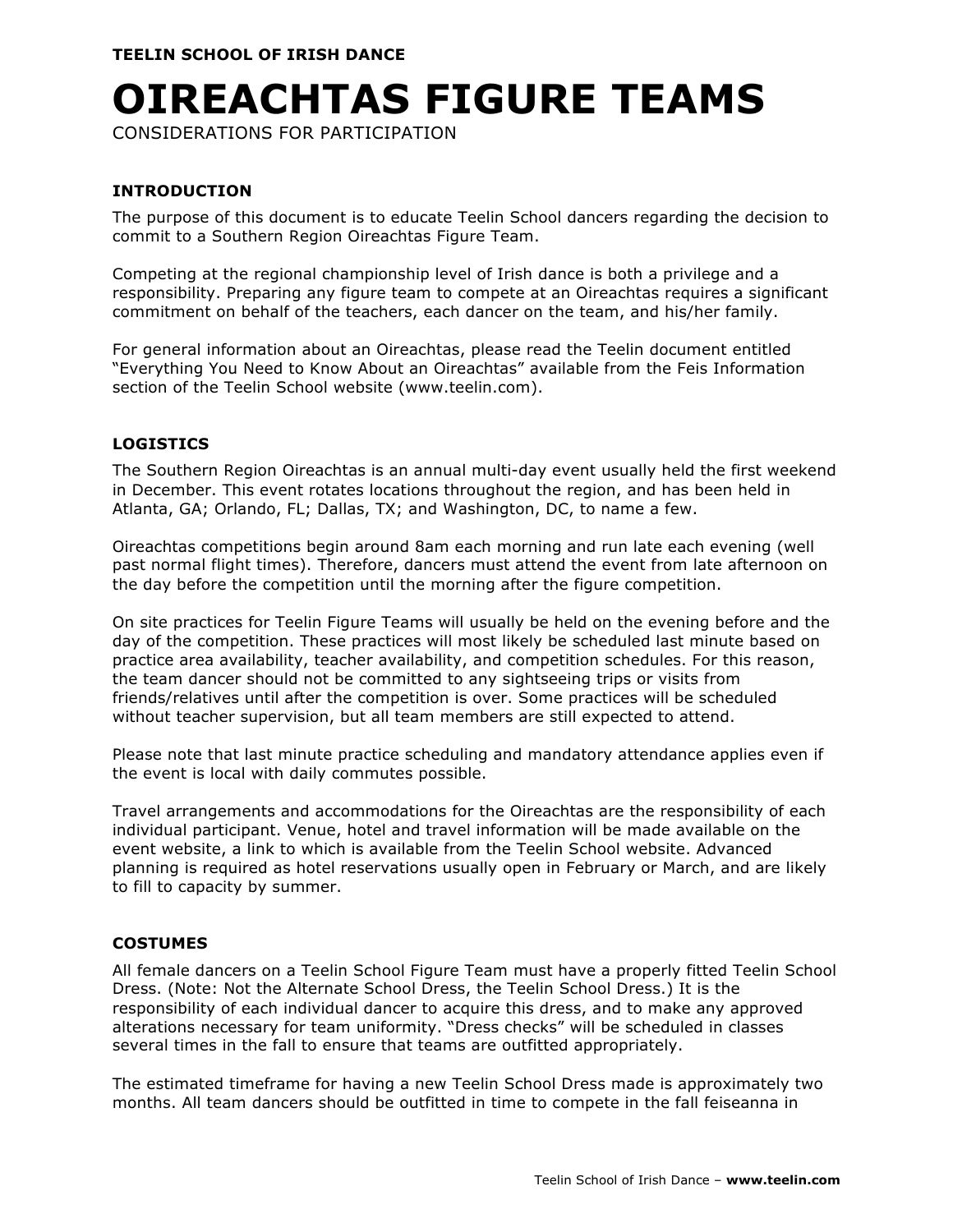**TEELIN SCHOOL OF IRISH DANCE**

# OIREACHTAS FIGURE TEAMS

CONSIDERATIONS FOR PARTICIPATION

### INTRODUCTION

The purpose of this document is to educate Teelin School dancers regarding the decision to commit to a Southern Region Oireachtas Figure Team.

Competing at the regional championship level of Irish dance is both a privilege and a responsibility. Preparing any figure team to compete at an Oireachtas requires a significant commitment on behalf of the teachers, each dancer on the team, and his/her family.

For general information about an Oireachtas, please read the Teelin document entitled "Everything You Need to Know About an Oireachtas" available from the Feis Information section of the Teelin School website (www.teelin.com).

### LOGISTICS

The Southern Region Oireachtas is an annual multi-day event usually held the first weekend in December. This event rotates locations throughout the region, and has been held in Atlanta, GA; Orlando, FL; Dallas, TX; and Washington, DC, to name a few.

Oireachtas competitions begin around 8am each morning and run late each evening (well past normal flight times). Therefore, dancers must attend the event from late afternoon on the day before the competition until the morning after the figure competition.

On site practices for Teelin Figure Teams will usually be held on the evening before and the day of the competition. These practices will most likely be scheduled last minute based on practice area availability, teacher availability, and competition schedules. For this reason, the team dancer should not be committed to any sightseeing trips or visits from friends/relatives until after the competition is over. Some practices will be scheduled without teacher supervision, but all team members are still expected to attend.

Please note that last minute practice scheduling and mandatory attendance applies even if the event is local with daily commutes possible.

Travel arrangements and accommodations for the Oireachtas are the responsibility of each individual participant. Venue, hotel and travel information will be made available on the event website, a link to which is available from the Teelin School website. Advanced planning is required as hotel reservations usually open in February or March, and are likely to fill to capacity by summer.

### COSTUMES

All female dancers on a Teelin School Figure Team must have a properly fitted Teelin School Dress. (Note: Not the Alternate School Dress, the Teelin School Dress.) It is the responsibility of each individual dancer to acquire this dress, and to make any approved alterations necessary for team uniformity. "Dress checks" will be scheduled in classes several times in the fall to ensure that teams are outfitted appropriately.

The estimated timeframe for having a new Teelin School Dress made is approximately two months. All team dancers should be outfitted in time to compete in the fall feiseanna in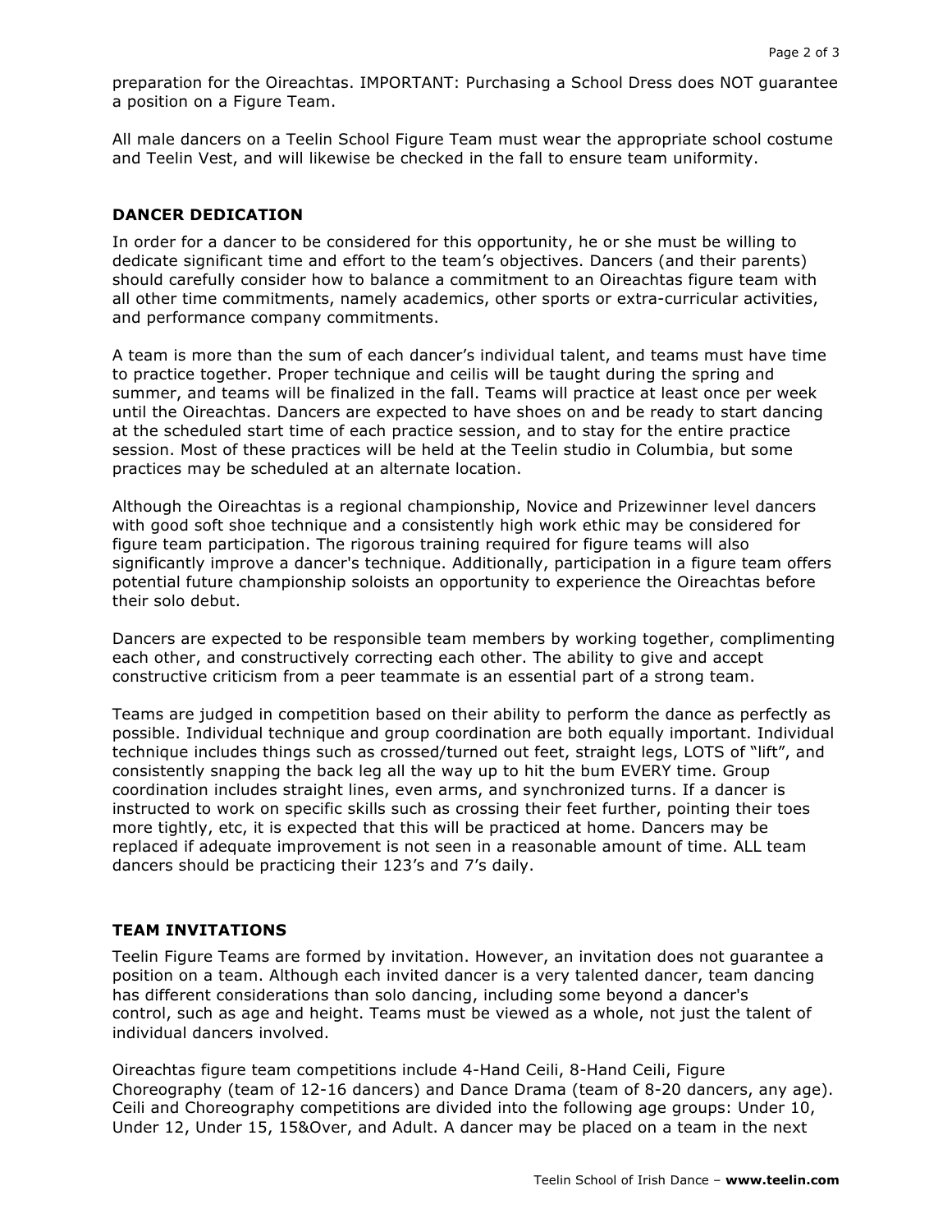preparation for the Oireachtas. IMPORTANT: Purchasing a School Dress does NOT guarantee a position on a Figure Team.

All male dancers on a Teelin School Figure Team must wear the appropriate school costume and Teelin Vest, and will likewise be checked in the fall to ensure team uniformity.

## DANCER DEDICATION

In order for a dancer to be considered for this opportunity, he or she must be willing to dedicate significant time and effort to the team's objectives. Dancers (and their parents) should carefully consider how to balance a commitment to an Oireachtas figure team with all other time commitments, namely academics, other sports or extra-curricular activities, and performance company commitments.

A team is more than the sum of each dancer's individual talent, and teams must have time to practice together. Proper technique and ceilis will be taught during the spring and summer, and teams will be finalized in the fall. Teams will practice at least once per week until the Oireachtas. Dancers are expected to have shoes on and be ready to start dancing at the scheduled start time of each practice session, and to stay for the entire practice session. Most of these practices will be held at the Teelin studio in Columbia, but some practices may be scheduled at an alternate location.

Although the Oireachtas is a regional championship, Novice and Prizewinner level dancers with good soft shoe technique and a consistently high work ethic may be considered for figure team participation. The rigorous training required for figure teams will also significantly improve a dancer's technique. Additionally, participation in a figure team offers potential future championship soloists an opportunity to experience the Oireachtas before their solo debut.

Dancers are expected to be responsible team members by working together, complimenting each other, and constructively correcting each other. The ability to give and accept constructive criticism from a peer teammate is an essential part of a strong team.

Teams are judged in competition based on their ability to perform the dance as perfectly as possible. Individual technique and group coordination are both equally important. Individual technique includes things such as crossed/turned out feet, straight legs, LOTS of "lift", and consistently snapping the back leg all the way up to hit the bum EVERY time. Group coordination includes straight lines, even arms, and synchronized turns. If a dancer is instructed to work on specific skills such as crossing their feet further, pointing their toes more tightly, etc, it is expected that this will be practiced at home. Dancers may be replaced if adequate improvement is not seen in a reasonable amount of time. ALL team dancers should be practicing their 123's and 7's daily.

## TEAM INVITATIONS

Teelin Figure Teams are formed by invitation. However, an invitation does not guarantee a position on a team. Although each invited dancer is a very talented dancer, team dancing has different considerations than solo dancing, including some beyond a dancer's control, such as age and height. Teams must be viewed as a whole, not just the talent of individual dancers involved.

Oireachtas figure team competitions include 4-Hand Ceili, 8-Hand Ceili, Figure Choreography (team of 12-16 dancers) and Dance Drama (team of 8-20 dancers, any age). Ceili and Choreography competitions are divided into the following age groups: Under 10, Under 12, Under 15, 15&Over, and Adult. A dancer may be placed on a team in the next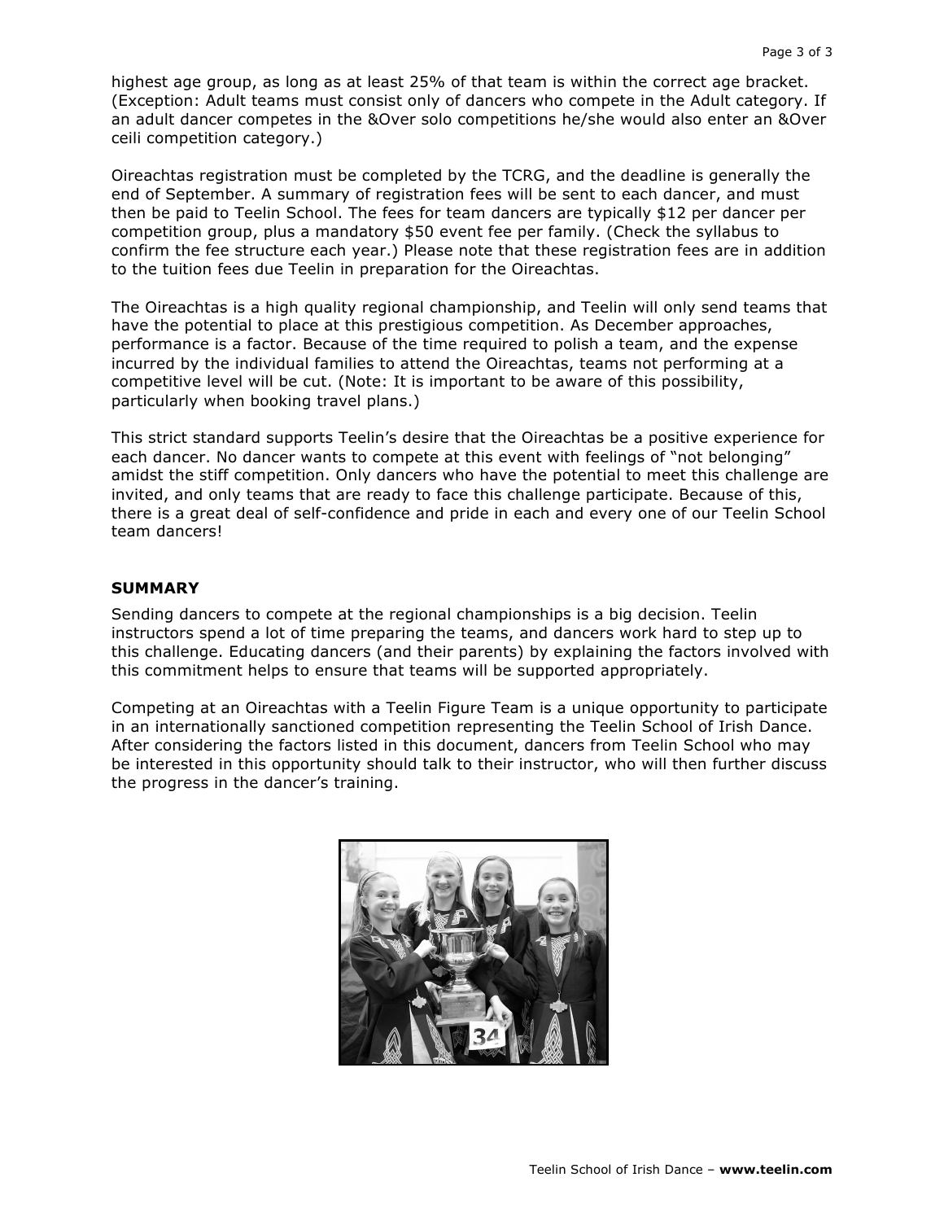highest age group, as long as at least 25% of that team is within the correct age bracket. (Exception: Adult teams must consist only of dancers who compete in the Adult category. If an adult dancer competes in the &Over solo competitions he/she would also enter an &Over ceili competition category.)

Oireachtas registration must be completed by the TCRG, and the deadline is generally the end of September. A summary of registration fees will be sent to each dancer, and must then be paid to Teelin School. The fees for team dancers are typically $12 per dancer per competition group, plus a mandatory $50 event fee per family. (Check the syllabus to confirm the fee structure each year.) Please note that these registration fees are in addition to the tuition fees due Teelin in preparation for the Oireachtas.

The Oireachtas is a high quality regional championship, and Teelin will only send teams that have the potential to place at this prestigious competition. As December approaches, performance is a factor. Because of the time required to polish a team, and the expense incurred by the individual families to attend the Oireachtas, teams not performing at a competitive level will be cut. (Note: It is important to be aware of this possibility, particularly when booking travel plans.)

This strict standard supports Teelin's desire that the Oireachtas be a positive experience for each dancer. No dancer wants to compete at this event with feelings of "not belonging" amidst the stiff competition. Only dancers who have the potential to meet this challenge are invited, and only teams that are ready to face this challenge participate. Because of this, there is a great deal of self-confidence and pride in each and every one of our Teelin School team dancers!

## SUMMARY

Sending dancers to compete at the regional championships is a big decision. Teelin instructors spend a lot of time preparing the teams, and dancers work hard to step up to this challenge. Educating dancers (and their parents) by explaining the factors involved with this commitment helps to ensure that teams will be supported appropriately.

Competing at an Oireachtas with a Teelin Figure Team is a unique opportunity to participate in an internationally sanctioned competition representing the Teelin School of Irish Dance. After considering the factors listed in this document, dancers from Teelin School who may be interested in this opportunity should talk to their instructor, who will then further discuss the progress in the dancer's training.